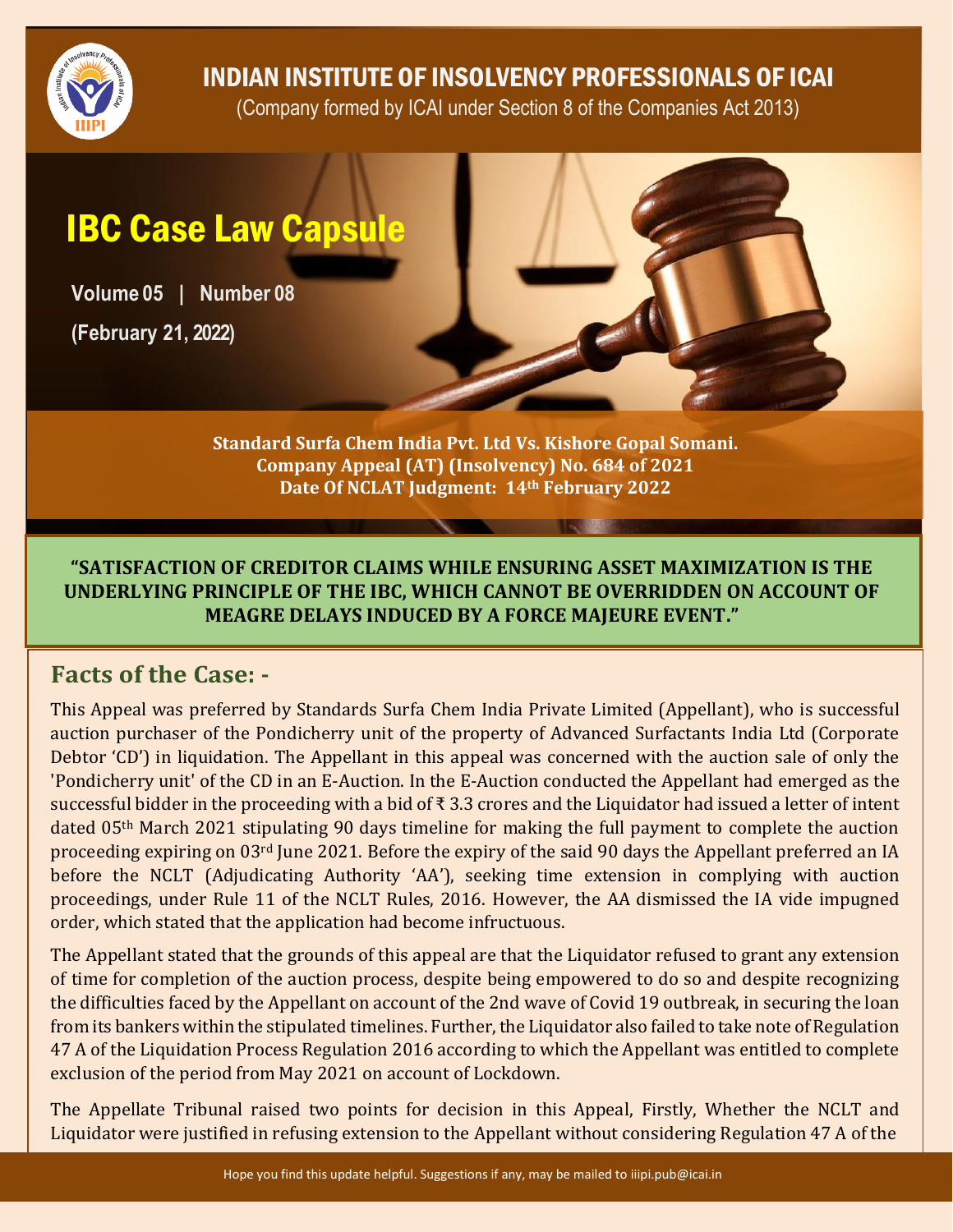# INDIAN INSTITUTE OF INSOLVENCY PROFESSIONALS OF ICAI

(Company formed by ICAI under Section 8 of the Companies Act 2013)

# IBC Case Law Capsule

**Volume 05 | Number 08**

**(February 21, 2022)**

**Standard Surfa Chem India Pvt. Ltd Vs. Kishore Gopal Somani.**
**Company Appeal (AT) (Insolvency) No. 684 of 2021**
**Date Of NCLAT Judgment: 14th February 2022**

**"SATISFACTION OF CREDITOR CLAIMS WHILE ENSURING ASSET MAXIMIZATION IS THE UNDERLYING PRINCIPLE OF THE IBC, WHICH CANNOT BE OVERRIDDEN ON ACCOUNT OF MEAGRE DELAYS INDUCED BY A FORCE MAJEURE EVENT."**

## Facts of the Case: -

This Appeal was preferred by Standards Surfa Chem India Private Limited (Appellant), who is successful auction purchaser of the Pondicherry unit of the property of Advanced Surfactants India Ltd (Corporate Debtor 'CD') in liquidation. The Appellant in this appeal was concerned with the auction sale of only the 'Pondicherry unit' of the CD in an E-Auction. In the E-Auction conducted the Appellant had emerged as the successful bidder in the proceeding with a bid of ₹ 3.3 crores and the Liquidator had issued a letter of intent dated 05th March 2021 stipulating 90 days timeline for making the full payment to complete the auction proceeding expiring on 03rd June 2021. Before the expiry of the said 90 days the Appellant preferred an IA before the NCLT (Adjudicating Authority 'AA'), seeking time extension in complying with auction proceedings, under Rule 11 of the NCLT Rules, 2016. However, the AA dismissed the IA vide impugned order, which stated that the application had become infructuous.

The Appellant stated that the grounds of this appeal are that the Liquidator refused to grant any extension of time for completion of the auction process, despite being empowered to do so and despite recognizing the difficulties faced by the Appellant on account of the 2nd wave of Covid 19 outbreak, in securing the loan from its bankers within the stipulated timelines. Further, the Liquidator also failed to take note of Regulation 47 A of the Liquidation Process Regulation 2016 according to which the Appellant was entitled to complete exclusion of the period from May 2021 on account of Lockdown.

The Appellate Tribunal raised two points for decision in this Appeal, Firstly, Whether the NCLT and Liquidator were justified in refusing extension to the Appellant without considering Regulation 47 A of the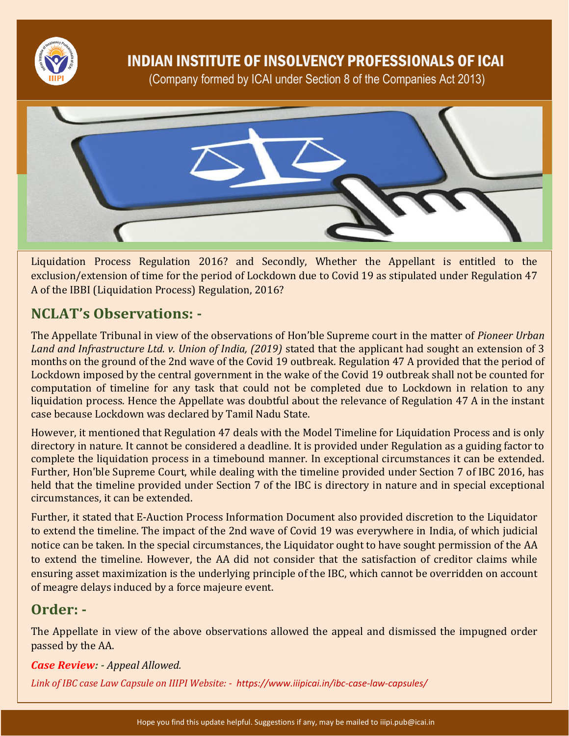# INDIAN INSTITUTE OF INSOLVENCY PROFESSIONALS OF ICAI

(Company formed by ICAI under Section 8 of the Companies Act 2013)

Liquidation Process Regulation 2016? and Secondly, Whether the Appellant is entitled to the exclusion/extension of time for the period of Lockdown due to Covid 19 as stipulated under Regulation 47 A of the IBBI (Liquidation Process) Regulation, 2016?

## NCLAT's Observations: -

The Appellate Tribunal in view of the observations of Hon'ble Supreme court in the matter of *Pioneer Urban Land and Infrastructure Ltd. v. Union of India, (2019)* stated that the applicant had sought an extension of 3 months on the ground of the 2nd wave of the Covid 19 outbreak. Regulation 47 A provided that the period of Lockdown imposed by the central government in the wake of the Covid 19 outbreak shall not be counted for computation of timeline for any task that could not be completed due to Lockdown in relation to any liquidation process. Hence the Appellate was doubtful about the relevance of Regulation 47 A in the instant case because Lockdown was declared by Tamil Nadu State.

However, it mentioned that Regulation 47 deals with the Model Timeline for Liquidation Process and is only directory in nature. It cannot be considered a deadline. It is provided under Regulation as a guiding factor to complete the liquidation process in a timebound manner. In exceptional circumstances it can be extended. Further, Hon'ble Supreme Court, while dealing with the timeline provided under Section 7 of IBC 2016, has held that the timeline provided under Section 7 of the IBC is directory in nature and in special exceptional circumstances, it can be extended.

Further, it stated that E-Auction Process Information Document also provided discretion to the Liquidator to extend the timeline. The impact of the 2nd wave of Covid 19 was everywhere in India, of which judicial notice can be taken. In the special circumstances, the Liquidator ought to have sought permission of the AA to extend the timeline. However, the AA did not consider that the satisfaction of creditor claims while ensuring asset maximization is the underlying principle of the IBC, which cannot be overridden on account of meagre delays induced by a force majeure event.

## Order: -

The Appellate in view of the above observations allowed the appeal and dismissed the impugned order passed by the AA.

***Case Review:*** *- Appeal Allowed.*

*Link of IBC case Law Capsule on IIIPI Website: - https://www.iiipicai.in/ibc-case-law-capsules/*

Hope you find this update helpful. Suggestions if any, may be mailed to iiipi.pub@icai.in